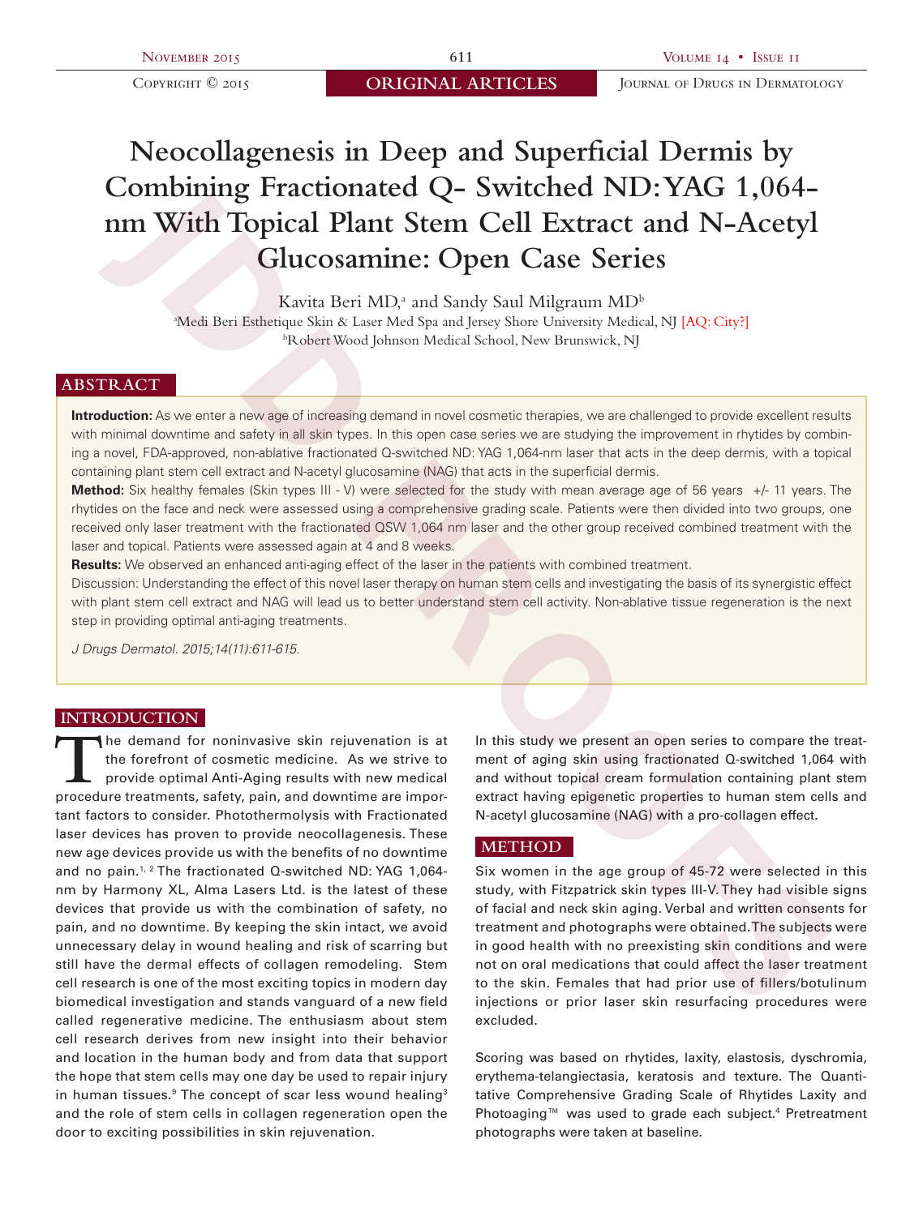# Neocollagenesis in Deep and Superficial Dermis by Combining Fractionated Q- Switched ND:YAG 1,064-nm With Topical Plant Stem Cell Extract and N-Acetyl Glucosamine: Open Case Series

Kavita Beri MD,[a] and Sandy Saul Milgraum MD[b]

[a]Medi Beri Esthetique Skin & Laser Med Spa and Jersey Shore University Medical, NJ [AQ: City?]

[b]Robert Wood Johnson Medical School, New Brunswick, NJ

## ABSTRACT

**Introduction:** As we enter a new age of increasing demand in novel cosmetic therapies, we are challenged to provide excellent results with minimal downtime and safety in all skin types. In this open case series we are studying the improvement in rhytides by combining a novel, FDA-approved, non-ablative fractionated Q-switched ND: YAG 1,064-nm laser that acts in the deep dermis, with a topical containing plant stem cell extract and N-acetyl glucosamine (NAG) that acts in the superficial dermis.

**Method:** Six healthy females (Skin types III - V) were selected for the study with mean average age of 56 years +/- 11 years. The rhytides on the face and neck were assessed using a comprehensive grading scale. Patients were then divided into two groups, one received only laser treatment with the fractionated QSW 1,064 nm laser and the other group received combined treatment with the laser and topical. Patients were assessed again at 4 and 8 weeks.

**Results:** We observed an enhanced anti-aging effect of the laser in the patients with combined treatment.

Discussion: Understanding the effect of this novel laser therapy on human stem cells and investigating the basis of its synergistic effect with plant stem cell extract and NAG will lead us to better understand stem cell activity. Non-ablative tissue regeneration is the next step in providing optimal anti-aging treatments.

*J Drugs Dermatol. 2015;14(11):611-615.*

## INTRODUCTION

The demand for noninvasive skin rejuvenation is at the forefront of cosmetic medicine. As we strive to provide optimal Anti-Aging results with new medical procedure treatments, safety, pain, and downtime are important factors to consider. Photothermolysis with Fractionated laser devices has proven to provide neocollagenesis. These new age devices provide us with the benefits of no downtime and no pain.[1, 2] The fractionated Q-switched ND: YAG 1,064-nm by Harmony XL, Alma Lasers Ltd. is the latest of these devices that provide us with the combination of safety, no pain, and no downtime. By keeping the skin intact, we avoid unnecessary delay in wound healing and risk of scarring but still have the dermal effects of collagen remodeling. Stem cell research is one of the most exciting topics in modern day biomedical investigation and stands vanguard of a new field called regenerative medicine. The enthusiasm about stem cell research derives from new insight into their behavior and location in the human body and from data that support the hope that stem cells may one day be used to repair injury in human tissues.[9] The concept of scar less wound healing[3] and the role of stem cells in collagen regeneration open the door to exciting possibilities in skin rejuvenation.

In this study we present an open series to compare the treatment of aging skin using fractionated Q-switched 1,064 with and without topical cream formulation containing plant stem cell extract having epigenetic properties to human stem cells and N-acetyl glucosamine (NAG) with a pro-collagen effect.

## METHOD

Six women in the age group of 45-72 were selected in this study, with Fitzpatrick skin types III-V. They had visible signs of facial and neck skin aging. Verbal and written consents for treatment and photographs were obtained. The subjects were in good health with no preexisting skin conditions and were not on oral medications that could affect the laser treatment to the skin. Females that had prior use of fillers/botulinum injections or prior laser skin resurfacing procedures were excluded.

Scoring was based on rhytides, laxity, elastosis, dyschromia, erythema-telangiectasia, keratosis and texture. The Quantitative Comprehensive Grading Scale of Rhytides Laxity and Photoaging™ was used to grade each subject.[4] Pretreatment photographs were taken at baseline.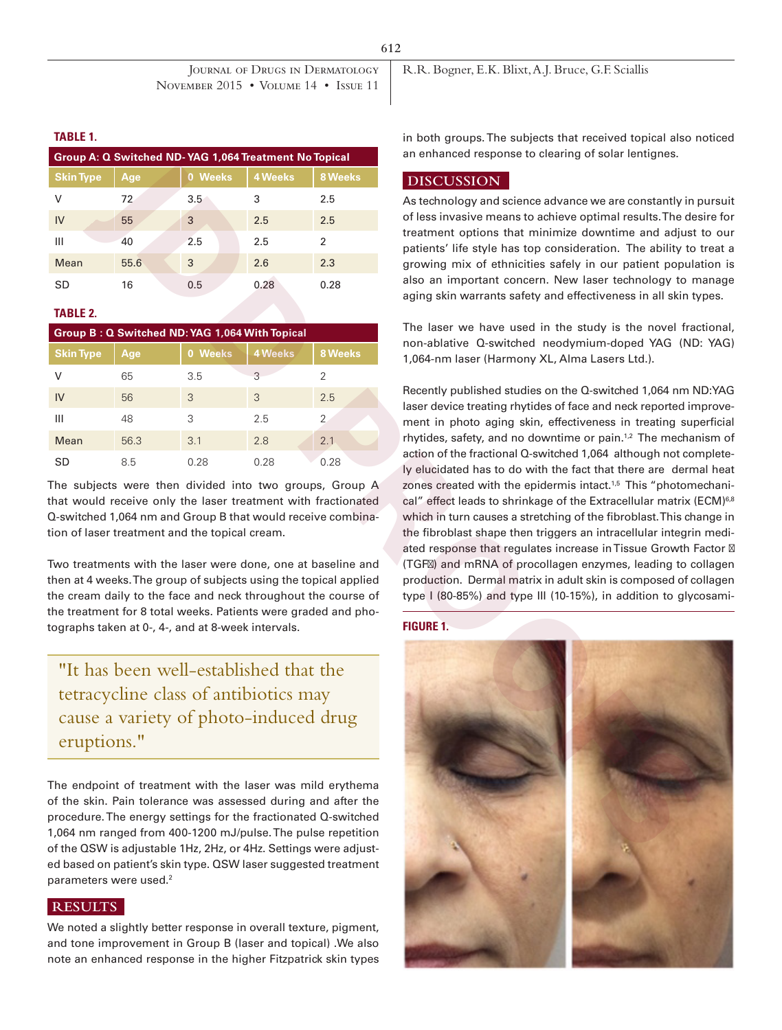**TABLE 1.**

| Group A: Q Switched ND- YAG 1,064 Treatment No Topical | | | | |
|---|---|---|---|---|
| Skin Type | Age | 0 Weeks | 4 Weeks | 8 Weeks |
| V | 72 | 3.5 | 3 | 2.5 |
| IV | 55 | 3 | 2.5 | 2.5 |
| III | 40 | 2.5 | 2.5 | 2 |
| Mean | 55.6 | 3 | 2.6 | 2.3 |
| SD | 16 | 0.5 | 0.28 | 0.28 |

**TABLE 2.**

| Group B : Q Switched ND: YAG 1,064 With Topical | | | | |
|---|---|---|---|---|
| Skin Type | Age | 0 Weeks | 4 Weeks | 8 Weeks |
| V | 65 | 3.5 | 3 | 2 |
| IV | 56 | 3 | 3 | 2.5 |
| III | 48 | 3 | 2.5 | 2 |
| Mean | 56.3 | 3.1 | 2.8 | 2.1 |
| SD | 8.5 | 0.28 | 0.28 | 0.28 |

The subjects were then divided into two groups, Group A that would receive only the laser treatment with fractionated Q-switched 1,064 nm and Group B that would receive combination of laser treatment and the topical cream.

Two treatments with the laser were done, one at baseline and then at 4 weeks. The group of subjects using the topical applied the cream daily to the face and neck throughout the course of the treatment for 8 total weeks. Patients were graded and photographs taken at 0-, 4-, and at 8-week intervals.

> "It has been well-established that the tetracycline class of antibiotics may cause a variety of photo-induced drug eruptions."

The endpoint of treatment with the laser was mild erythema of the skin. Pain tolerance was assessed during and after the procedure. The energy settings for the fractionated Q-switched 1,064 nm ranged from 400-1200 mJ/pulse. The pulse repetition of the QSW is adjustable 1Hz, 2Hz, or 4Hz. Settings were adjusted based on patient's skin type. QSW laser suggested treatment parameters were used.[2]

## RESULTS

We noted a slightly better response in overall texture, pigment, and tone improvement in Group B (laser and topical) .We also note an enhanced response in the higher Fitzpatrick skin types in both groups. The subjects that received topical also noticed an enhanced response to clearing of solar lentignes.

## DISCUSSION

As technology and science advance we are constantly in pursuit of less invasive means to achieve optimal results. The desire for treatment options that minimize downtime and adjust to our patients' life style has top consideration. The ability to treat a growing mix of ethnicities safely in our patient population is also an important concern. New laser technology to manage aging skin warrants safety and effectiveness in all skin types.

The laser we have used in the study is the novel fractional, non-ablative Q-switched neodymium-doped YAG (ND: YAG) 1,064-nm laser (Harmony XL, Alma Lasers Ltd.).

Recently published studies on the Q-switched 1,064 nm ND:YAG laser device treating rhytides of face and neck reported improvement in photo aging skin, effectiveness in treating superficial rhytides, safety, and no downtime or pain.[1,2] The mechanism of action of the fractional Q-switched 1,064 although not completely elucidated has to do with the fact that there are dermal heat zones created with the epidermis intact.[1,5] This "photomechanical" effect leads to shrinkage of the Extracellular matrix (ECM)[6,8] which in turn causes a stretching of the fibroblast. This change in the fibroblast shape then triggers an intracellular integrin mediated response that regulates increase in Tissue Growth Factor β (TGFβ) and mRNA of procollagen enzymes, leading to collagen production. Dermal matrix in adult skin is composed of collagen type I (80-85%) and type III (10-15%), in addition to glycosami-

**FIGURE 1.**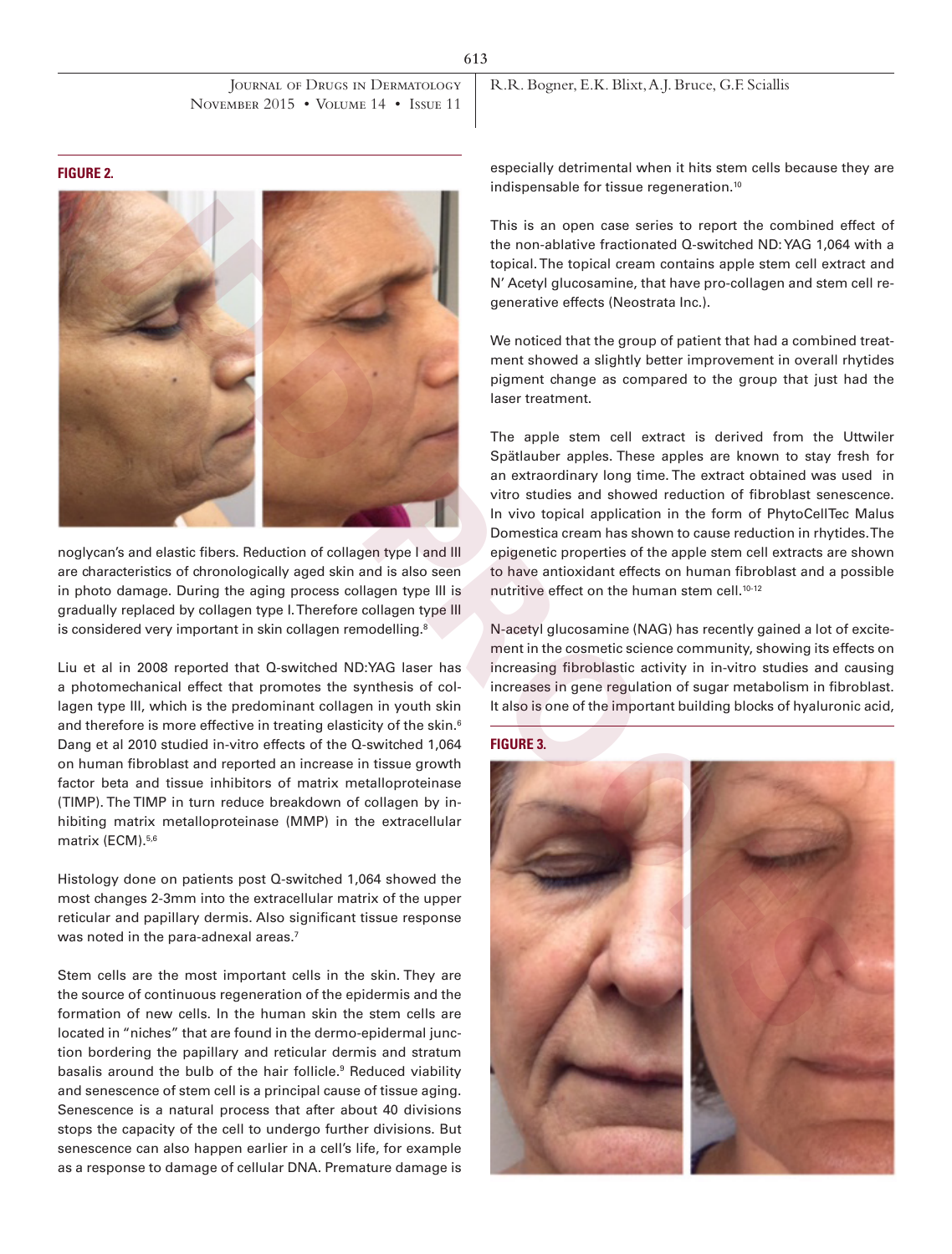**FIGURE 2.**

noglycan's and elastic fibers. Reduction of collagen type I and III are characteristics of chronologically aged skin and is also seen in photo damage. During the aging process collagen type III is gradually replaced by collagen type I. Therefore collagen type III is considered very important in skin collagen remodelling.[8]

Liu et al in 2008 reported that Q-switched ND:YAG laser has a photomechanical effect that promotes the synthesis of collagen type III, which is the predominant collagen in youth skin and therefore is more effective in treating elasticity of the skin.[6] Dang et al 2010 studied in-vitro effects of the Q-switched 1,064 on human fibroblast and reported an increase in tissue growth factor beta and tissue inhibitors of matrix metalloproteinase (TIMP). The TIMP in turn reduce breakdown of collagen by inhibiting matrix metalloproteinase (MMP) in the extracellular matrix (ECM).[5,6]

Histology done on patients post Q-switched 1,064 showed the most changes 2-3mm into the extracellular matrix of the upper reticular and papillary dermis. Also significant tissue response was noted in the para-adnexal areas.[7]

Stem cells are the most important cells in the skin. They are the source of continuous regeneration of the epidermis and the formation of new cells. In the human skin the stem cells are located in "niches" that are found in the dermo-epidermal junction bordering the papillary and reticular dermis and stratum basalis around the bulb of the hair follicle.[9] Reduced viability and senescence of stem cell is a principal cause of tissue aging. Senescence is a natural process that after about 40 divisions stops the capacity of the cell to undergo further divisions. But senescence can also happen earlier in a cell's life, for example as a response to damage of cellular DNA. Premature damage is especially detrimental when it hits stem cells because they are indispensable for tissue regeneration.[10]

This is an open case series to report the combined effect of the non-ablative fractionated Q-switched ND:YAG 1,064 with a topical. The topical cream contains apple stem cell extract and N' Acetyl glucosamine, that have pro-collagen and stem cell regenerative effects (Neostrata Inc.).

We noticed that the group of patient that had a combined treatment showed a slightly better improvement in overall rhytides pigment change as compared to the group that just had the laser treatment.

The apple stem cell extract is derived from the Uttwiler Spätlauber apples. These apples are known to stay fresh for an extraordinary long time. The extract obtained was used in vitro studies and showed reduction of fibroblast senescence. In vivo topical application in the form of PhytoCellTec Malus Domestica cream has shown to cause reduction in rhytides. The epigenetic properties of the apple stem cell extracts are shown to have antioxidant effects on human fibroblast and a possible nutritive effect on the human stem cell.[10-12]

N-acetyl glucosamine (NAG) has recently gained a lot of excitement in the cosmetic science community, showing its effects on increasing fibroblastic activity in in-vitro studies and causing increases in gene regulation of sugar metabolism in fibroblast. It also is one of the important building blocks of hyaluronic acid,

**FIGURE 3.**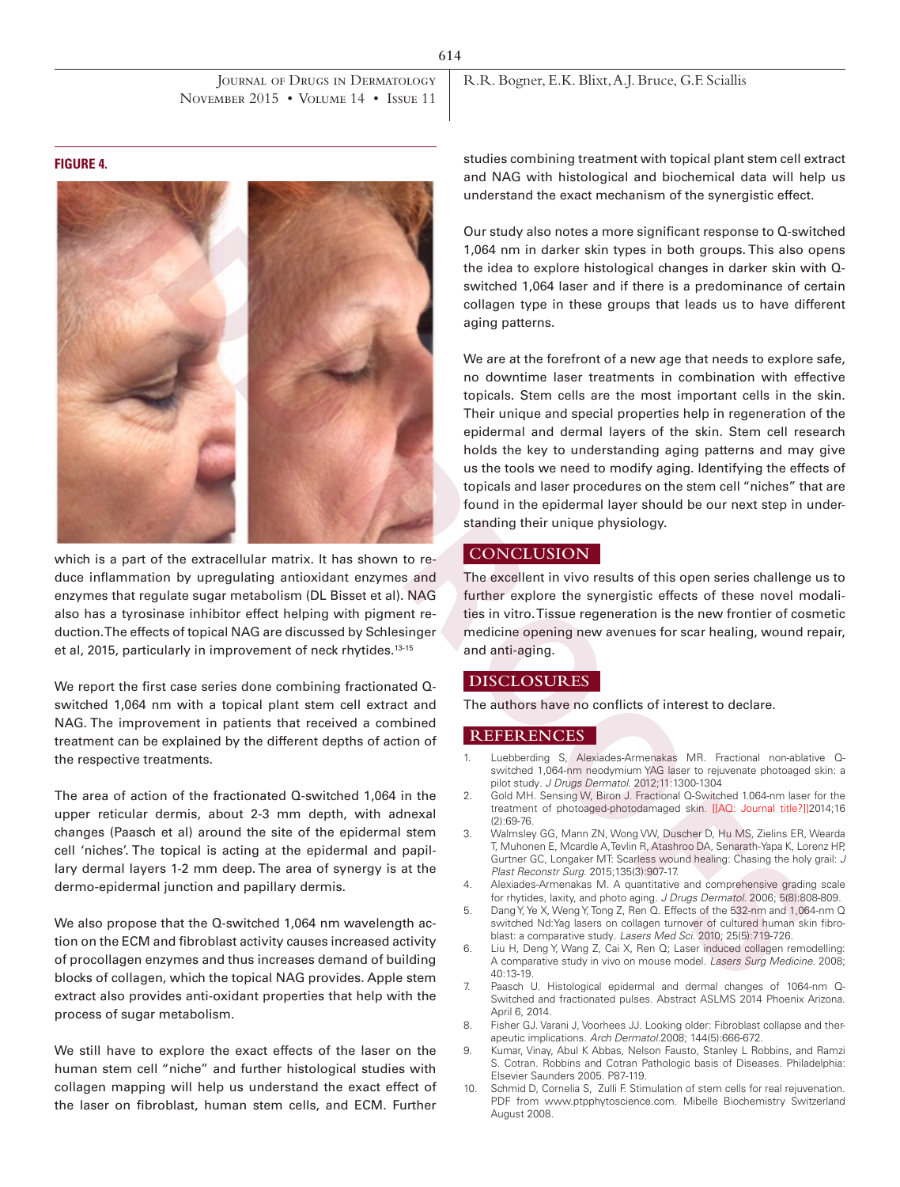**FIGURE 4.**

which is a part of the extracellular matrix. It has shown to reduce inflammation by upregulating antioxidant enzymes and enzymes that regulate sugar metabolism (DL Bisset et al). NAG also has a tyrosinase inhibitor effect helping with pigment reduction. The effects of topical NAG are discussed by Schlesinger et al, 2015, particularly in improvement of neck rhytides.[13-15]

We report the first case series done combining fractionated Q-switched 1,064 nm with a topical plant stem cell extract and NAG. The improvement in patients that received a combined treatment can be explained by the different depths of action of the respective treatments.

The area of action of the fractionated Q-switched 1,064 in the upper reticular dermis, about 2-3 mm depth, with adnexal changes (Paasch et al) around the site of the epidermal stem cell 'niches'. The topical is acting at the epidermal and papillary dermal layers 1-2 mm deep. The area of synergy is at the dermo-epidermal junction and papillary dermis.

We also propose that the Q-switched 1,064 nm wavelength action on the ECM and fibroblast activity causes increased activity of procollagen enzymes and thus increases demand of building blocks of collagen, which the topical NAG provides. Apple stem extract also provides anti-oxidant properties that help with the process of sugar metabolism.

We still have to explore the exact effects of the laser on the human stem cell "niche" and further histological studies with collagen mapping will help us understand the exact effect of the laser on fibroblast, human stem cells, and ECM. Further studies combining treatment with topical plant stem cell extract and NAG with histological and biochemical data will help us understand the exact mechanism of the synergistic effect.

Our study also notes a more significant response to Q-switched 1,064 nm in darker skin types in both groups. This also opens the idea to explore histological changes in darker skin with Q-switched 1,064 laser and if there is a predominance of certain collagen type in these groups that leads us to have different aging patterns.

We are at the forefront of a new age that needs to explore safe, no downtime laser treatments in combination with effective topicals. Stem cells are the most important cells in the skin. Their unique and special properties help in regeneration of the epidermal and dermal layers of the skin. Stem cell research holds the key to understanding aging patterns and may give us the tools we need to modify aging. Identifying the effects of topicals and laser procedures on the stem cell "niches" that are found in the epidermal layer should be our next step in understanding their unique physiology.

## CONCLUSION

The excellent in vivo results of this open series challenge us to further explore the synergistic effects of these novel modalities in vitro. Tissue regeneration is the new frontier of cosmetic medicine opening new avenues for scar healing, wound repair, and anti-aging.

## DISCLOSURES

The authors have no conflicts of interest to declare.

## REFERENCES

1. Luebberding S, Alexiades-Armenakas MR. Fractional non-ablative Q-switched 1,064-nm neodymium YAG laser to rejuvenate photoaged skin: a pilot study. *J Drugs Dermatol.* 2012;11:1300-1304
2. Gold MH. Sensing W, Biron J. Fractional Q-Switched 1.064-nm laser for the treatment of photoaged-photodamaged skin. [[AQ: Journal title?]]2014;16 (2):69-76.
3. Walmsley GG, Mann ZN, Wong VW, Duscher D, Hu MS, Zielins ER, Wearda T, Muhonen E, Mcardle A, Tevlin R, Atashroo DA, Senarath-Yapa K, Lorenz HP, Gurtner GC, Longaker MT: Scarless wound healing: Chasing the holy grail: *J Plast Reconstr Surg.* 2015;135(3):907-17.
4. Alexiades-Armenakas M. A quantitative and comprehensive grading scale for rhytides, laxity, and photo aging. *J Drugs Dermatol.* 2006; 5(8):808-809.
5. Dang Y, Ye X, Weng Y, Tong Z, Ren Q. Effects of the 532-nm and 1,064-nm Q switched Nd:Yag lasers on collagen turnover of cultured human skin fibroblast: a comparative study. *Lasers Med Sci.* 2010; 25(5):719-726.
6. Liu H, Deng Y, Wang Z, Cai X, Ren Q; Laser induced collagen remodelling: A comparative study in vivo on mouse model. *Lasers Surg Medicine.* 2008; 40:13-19.
7. Paasch U. Histological epidermal and dermal changes of 1064-nm Q-Switched and fractionated pulses. Abstract ASLMS 2014 Phoenix Arizona. April 6, 2014.
8. Fisher GJ. Varani J, Voorhees JJ. Looking older: Fibroblast collapse and therapeutic implications. *Arch Dermatol.*2008; 144(5):666-672.
9. Kumar, Vinay, Abul K Abbas, Nelson Fausto, Stanley L Robbins, and Ramzi S. Cotran. Robbins and Cotran Pathologic basis of Diseases. Philadelphia: Elsevier Saunders 2005. P87-119.
10. Schmid D, Cornelia S, Zulli F. Stimulation of stem cells for real rejuvenation. PDF from www.ptpphytoscience.com. Mibelle Biochemistry Switzerland August 2008.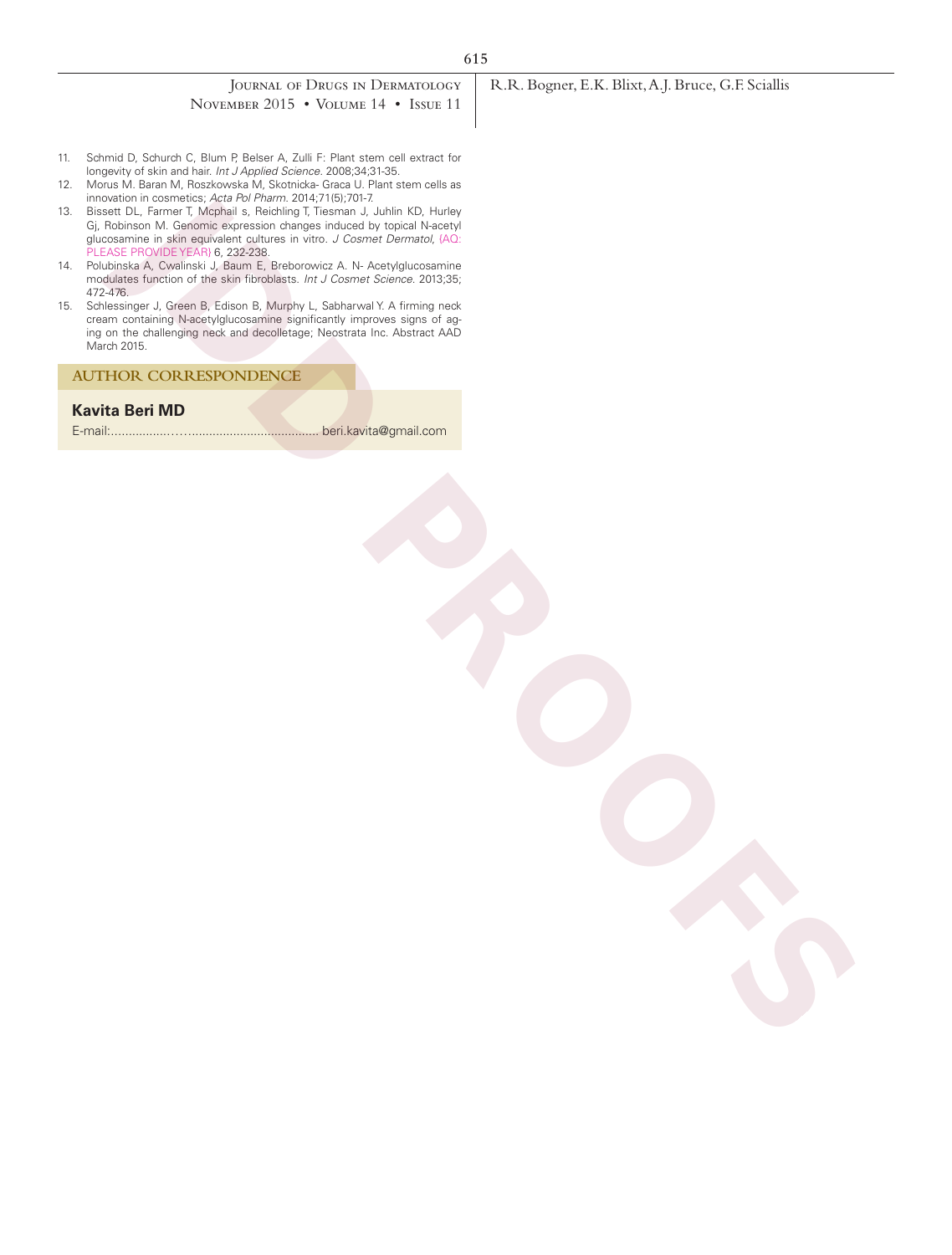11. Schmid D, Schurch C, Blum P, Belser A, Zulli F: Plant stem cell extract for longevity of skin and hair. *Int J Applied Science*. 2008;34;31-35.
12. Morus M. Baran M, Roszkowska M, Skotnicka- Graca U. Plant stem cells as innovation in cosmetics; *Acta Pol Pharm*. 2014;71(5);701-7.
13. Bissett DL, Farmer T, Mcphail s, Reichling T, Tiesman J, Juhlin KD, Hurley Gj, Robinson M. Genomic expression changes induced by topical N-acetyl glucosamine in skin equivalent cultures in vitro. *J Cosmet Dermatol*, (AQ: PLEASE PROVIDE YEAR) 6, 232-238.
14. Polubinska A, Cwalinski J, Baum E, Breborowicz A. N- Acetylglucosamine modulates function of the skin fibroblasts. *Int J Cosmet Science*. 2013;35; 472-476.
15. Schlessinger J, Green B, Edison B, Murphy L, Sabharwal Y. A firming neck cream containing N-acetylglucosamine significantly improves signs of aging on the challenging neck and decolletage; Neostrata Inc. Abstract AAD March 2015.

## AUTHOR CORRESPONDENCE

**Kavita Beri MD**

E-mail:................…........................................ beri.kavita@gmail.com